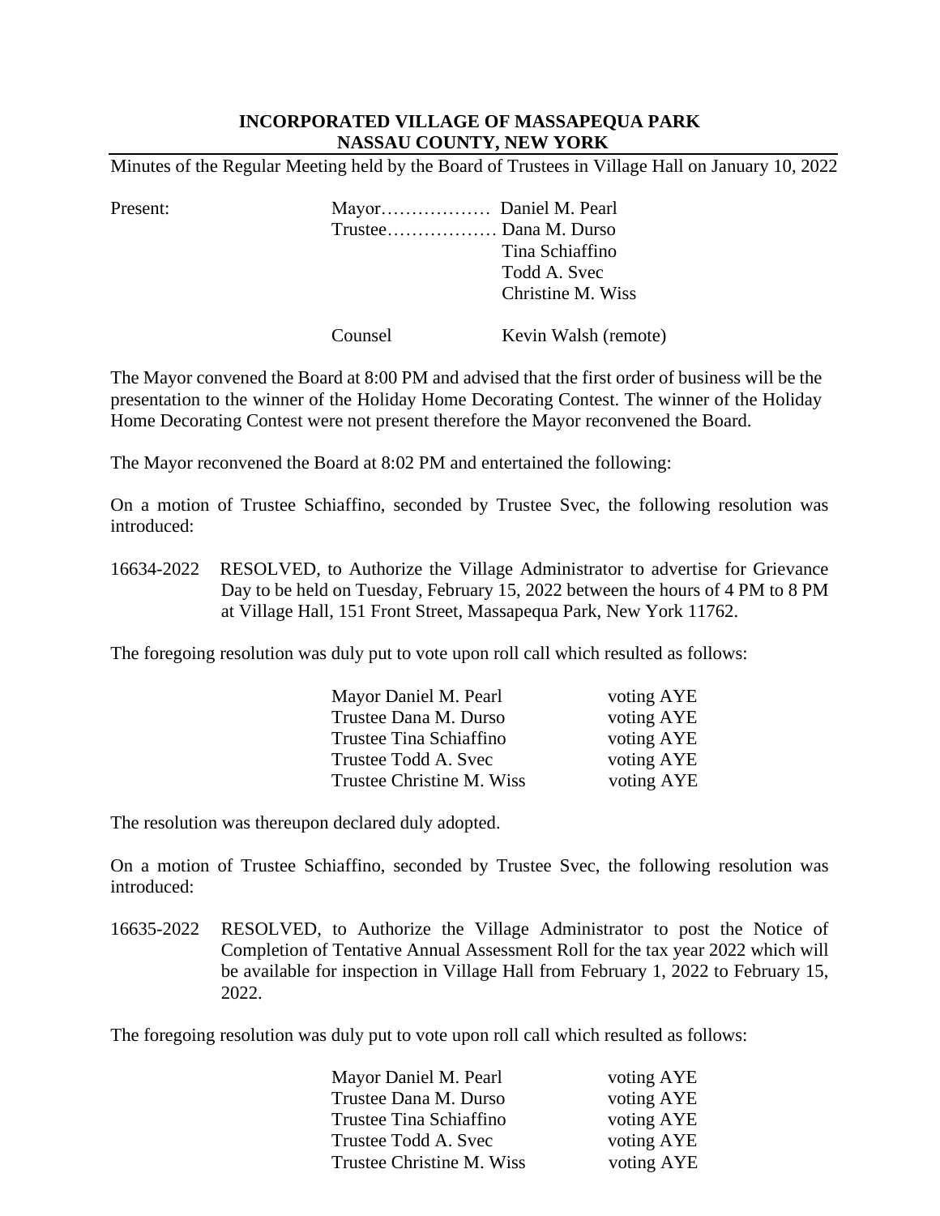**INCORPORATED VILLAGE OF MASSAPEQUA PARK**
**NASSAU COUNTY, NEW YORK**

Minutes of the Regular Meeting held by the Board of Trustees in Village Hall on January 10, 2022

| | | |
|---|---|---|
| Present: | Mayor……………… | Daniel M. Pearl |
| | Trustee……………… | Dana M. Durso |
| | | Tina Schiaffino |
| | | Todd A. Svec |
| | | Christine M. Wiss |
| | Counsel | Kevin Walsh (remote) |

The Mayor convened the Board at 8:00 PM and advised that the first order of business will be the presentation to the winner of the Holiday Home Decorating Contest. The winner of the Holiday Home Decorating Contest were not present therefore the Mayor reconvened the Board.

The Mayor reconvened the Board at 8:02 PM and entertained the following:

On a motion of Trustee Schiaffino, seconded by Trustee Svec, the following resolution was introduced:

16634-2022 RESOLVED, to Authorize the Village Administrator to advertise for Grievance Day to be held on Tuesday, February 15, 2022 between the hours of 4 PM to 8 PM at Village Hall, 151 Front Street, Massapequa Park, New York 11762.

The foregoing resolution was duly put to vote upon roll call which resulted as follows:

| | |
|---|---|
| Mayor Daniel M. Pearl | voting AYE |
| Trustee Dana M. Durso | voting AYE |
| Trustee Tina Schiaffino | voting AYE |
| Trustee Todd A. Svec | voting AYE |
| Trustee Christine M. Wiss | voting AYE |

The resolution was thereupon declared duly adopted.

On a motion of Trustee Schiaffino, seconded by Trustee Svec, the following resolution was introduced:

16635-2022 RESOLVED, to Authorize the Village Administrator to post the Notice of Completion of Tentative Annual Assessment Roll for the tax year 2022 which will be available for inspection in Village Hall from February 1, 2022 to February 15, 2022.

The foregoing resolution was duly put to vote upon roll call which resulted as follows:

| | |
|---|---|
| Mayor Daniel M. Pearl | voting AYE |
| Trustee Dana M. Durso | voting AYE |
| Trustee Tina Schiaffino | voting AYE |
| Trustee Todd A. Svec | voting AYE |
| Trustee Christine M. Wiss | voting AYE |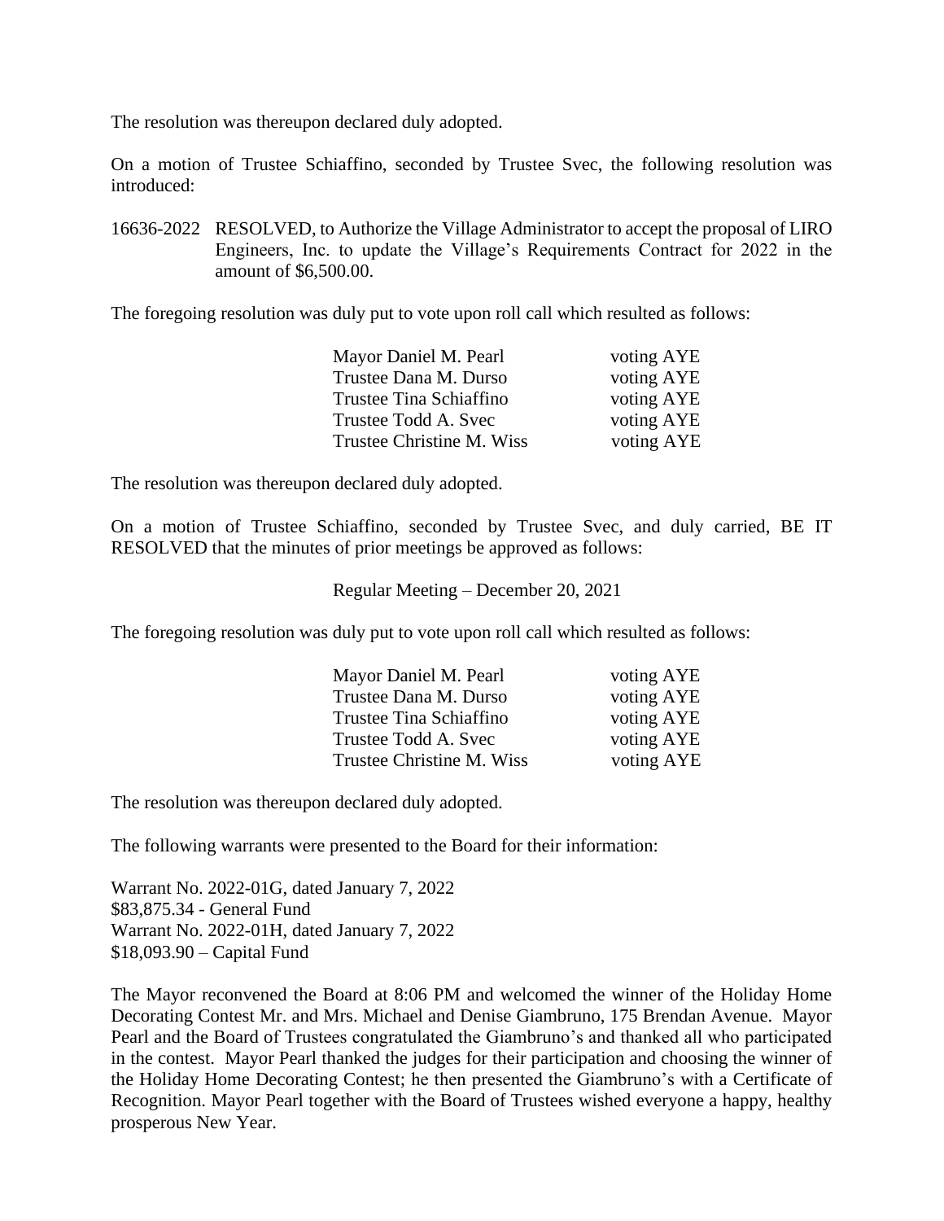The resolution was thereupon declared duly adopted.

On a motion of Trustee Schiaffino, seconded by Trustee Svec, the following resolution was introduced:

16636-2022 RESOLVED, to Authorize the Village Administrator to accept the proposal of LIRO Engineers, Inc. to update the Village's Requirements Contract for 2022 in the amount of $6,500.00.

The foregoing resolution was duly put to vote upon roll call which resulted as follows:

| | |
|---|---|
| Mayor Daniel M. Pearl | voting AYE |
| Trustee Dana M. Durso | voting AYE |
| Trustee Tina Schiaffino | voting AYE |
| Trustee Todd A. Svec | voting AYE |
| Trustee Christine M. Wiss | voting AYE |

The resolution was thereupon declared duly adopted.

On a motion of Trustee Schiaffino, seconded by Trustee Svec, and duly carried, BE IT RESOLVED that the minutes of prior meetings be approved as follows:

Regular Meeting – December 20, 2021

The foregoing resolution was duly put to vote upon roll call which resulted as follows:

| | |
|---|---|
| Mayor Daniel M. Pearl | voting AYE |
| Trustee Dana M. Durso | voting AYE |
| Trustee Tina Schiaffino | voting AYE |
| Trustee Todd A. Svec | voting AYE |
| Trustee Christine M. Wiss | voting AYE |

The resolution was thereupon declared duly adopted.

The following warrants were presented to the Board for their information:

Warrant No. 2022-01G, dated January 7, 2022
$83,875.34 - General Fund
Warrant No. 2022-01H, dated January 7, 2022
$18,093.90 – Capital Fund

The Mayor reconvened the Board at 8:06 PM and welcomed the winner of the Holiday Home Decorating Contest Mr. and Mrs. Michael and Denise Giambruno, 175 Brendan Avenue. Mayor Pearl and the Board of Trustees congratulated the Giambruno's and thanked all who participated in the contest. Mayor Pearl thanked the judges for their participation and choosing the winner of the Holiday Home Decorating Contest; he then presented the Giambruno's with a Certificate of Recognition. Mayor Pearl together with the Board of Trustees wished everyone a happy, healthy prosperous New Year.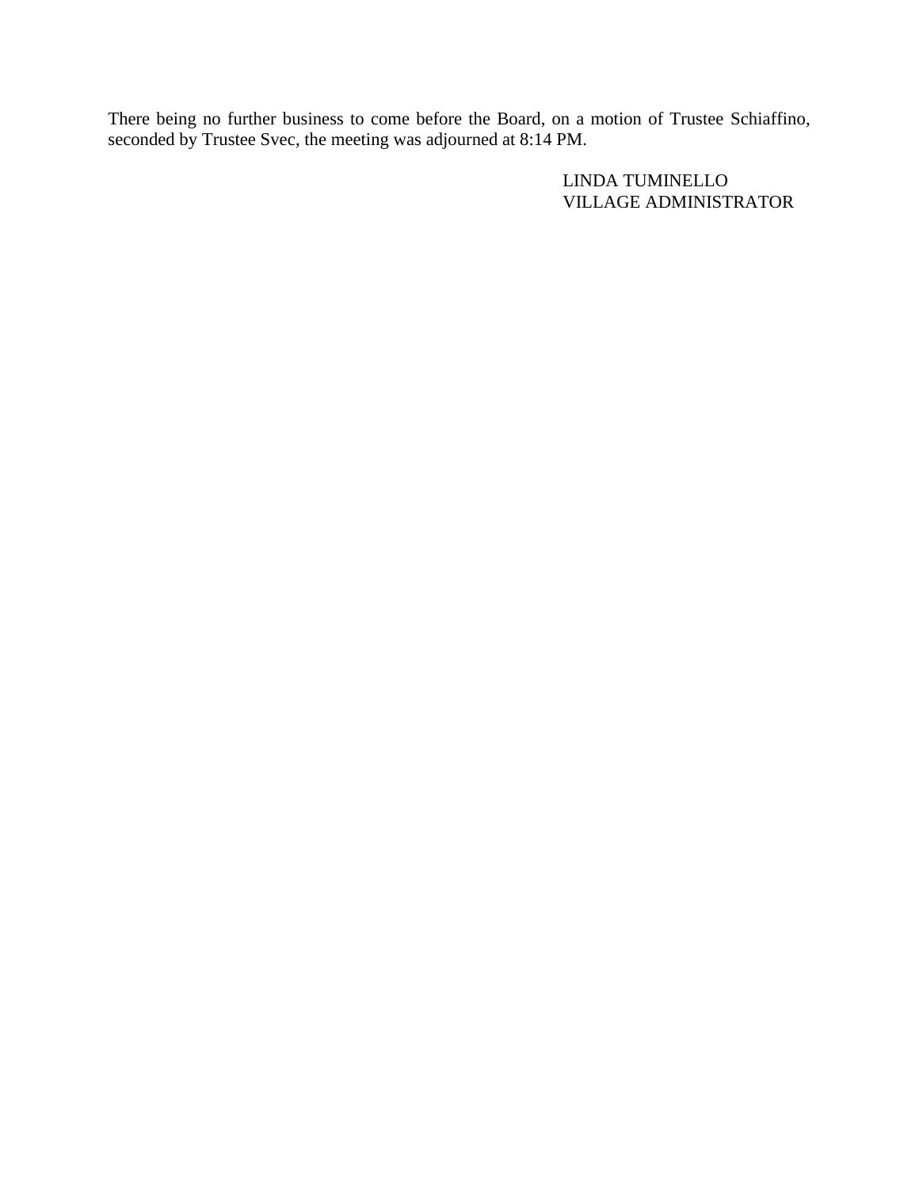There being no further business to come before the Board, on a motion of Trustee Schiaffino, seconded by Trustee Svec, the meeting was adjourned at 8:14 PM.

LINDA TUMINELLO
VILLAGE ADMINISTRATOR